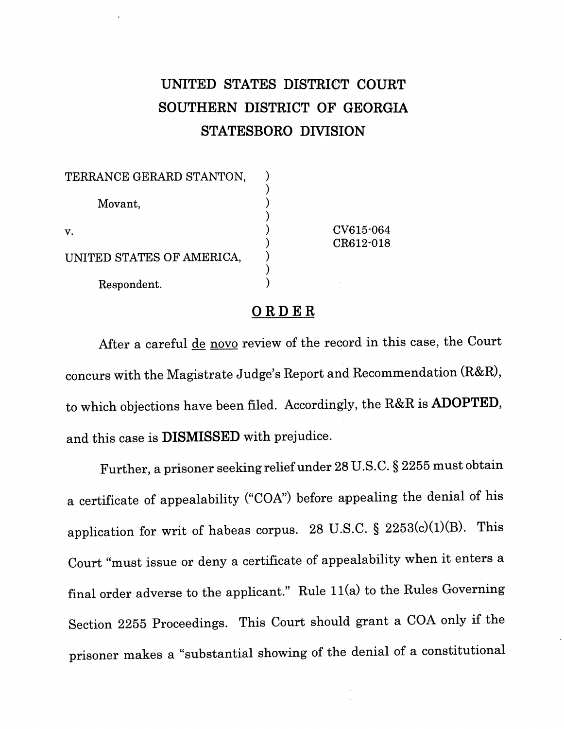# UNITED STATES DISTRICT COURT
# SOUTHERN DISTRICT OF GEORGIA
# STATESBORO DIVISION

TERRANCE GERARD STANTON,

Movant,

v.

UNITED STATES OF AMERICA,

Respondent.

CV615-064
CR612-018

## ORDER

After a careful de novo review of the record in this case, the Court concurs with the Magistrate Judge's Report and Recommendation (R&R), to which objections have been filed. Accordingly, the R&R is **ADOPTED**, and this case is **DISMISSED** with prejudice.

Further, a prisoner seeking relief under 28 U.S.C. § 2255 must obtain a certificate of appealability ("COA") before appealing the denial of his application for writ of habeas corpus. 28 U.S.C. § 2253(c)(1)(B). This Court "must issue or deny a certificate of appealability when it enters a final order adverse to the applicant." Rule 11(a) to the Rules Governing Section 2255 Proceedings. This Court should grant a COA only if the prisoner makes a "substantial showing of the denial of a constitutional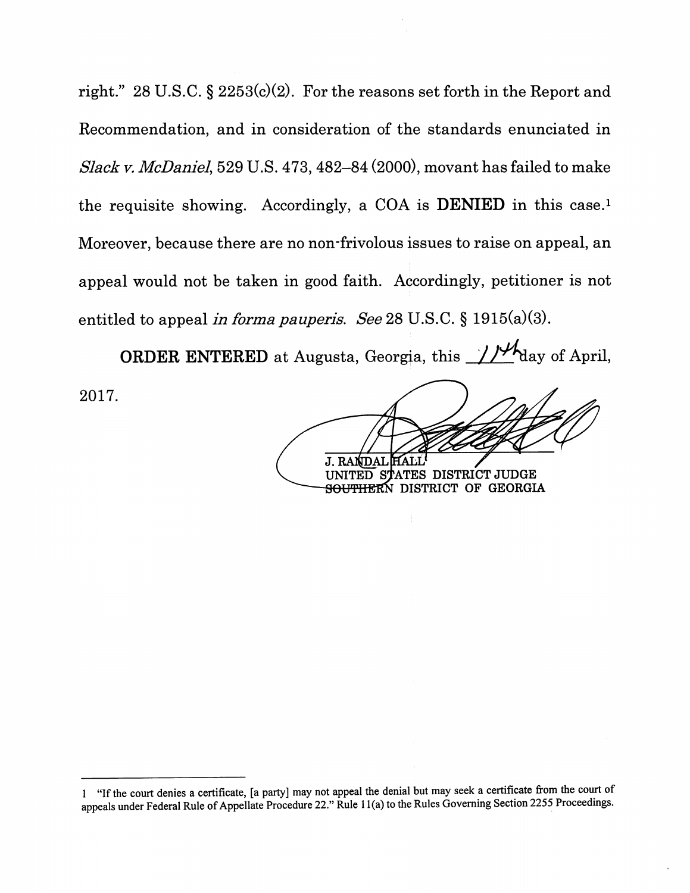right." 28 U.S.C. § 2253(c)(2). For the reasons set forth in the Report and Recommendation, and in consideration of the standards enunciated in *Slack v. McDaniel*, 529 U.S. 473, 482–84 (2000), movant has failed to make the requisite showing. Accordingly, a COA is **DENIED** in this case.[1] Moreover, because there are no non-frivolous issues to raise on appeal, an appeal would not be taken in good faith. Accordingly, petitioner is not entitled to appeal *in forma pauperis*. *See* 28 U.S.C. § 1915(a)(3).

**ORDER ENTERED** at Augusta, Georgia, this 11th day of April, 2017.

J. RANDAL HALL
UNITED STATES DISTRICT JUDGE
SOUTHERN DISTRICT OF GEORGIA

---

1 "If the court denies a certificate, [a party] may not appeal the denial but may seek a certificate from the court of appeals under Federal Rule of Appellate Procedure 22." Rule 11(a) to the Rules Governing Section 2255 Proceedings.